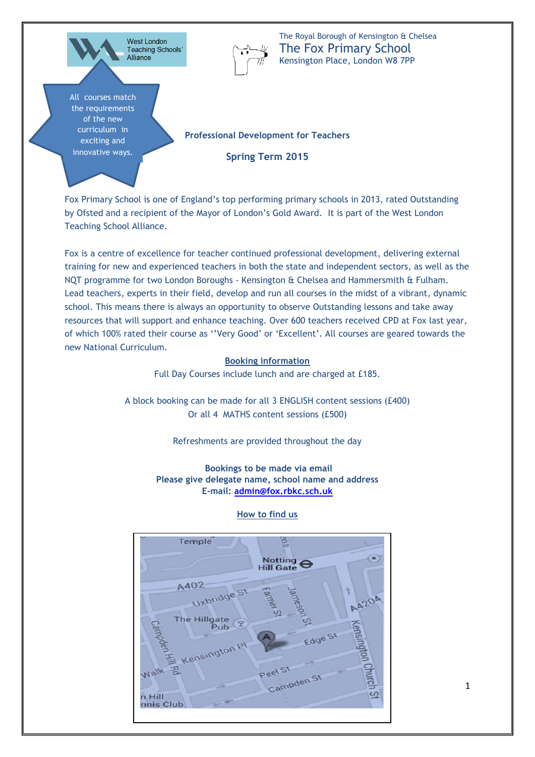West London Teaching Schools' Alliance

All courses match the requirements of the new curriculum in exciting and innovative ways.

The Royal Borough of Kensington & Chelsea

# The Fox Primary School

Kensington Place, London W8 7PP

## Professional Development for Teachers

## Spring Term 2015

Fox Primary School is one of England's top performing primary schools in 2013, rated Outstanding by Ofsted and a recipient of the Mayor of London's Gold Award. It is part of the West London Teaching School Alliance.

Fox is a centre of excellence for teacher continued professional development, delivering external training for new and experienced teachers in both the state and independent sectors, as well as the NQT programme for two London Boroughs - Kensington & Chelsea and Hammersmith & Fulham. Lead teachers, experts in their field, develop and run all courses in the midst of a vibrant, dynamic school. This means there is always an opportunity to observe Outstanding lessons and take away resources that will support and enhance teaching. Over 600 teachers received CPD at Fox last year, of which 100% rated their course as ''Very Good' or 'Excellent'. All courses are geared towards the new National Curriculum.

**Booking information**

Full Day Courses include lunch and are charged at £185.

A block booking can be made for all 3 ENGLISH content sessions (£400)
Or all 4 MATHS content sessions (£500)

Refreshments are provided throughout the day

**Bookings to be made via email**
**Please give delegate name, school name and address**
**E-mail: admin@fox.rbkc.sch.uk**

**How to find us**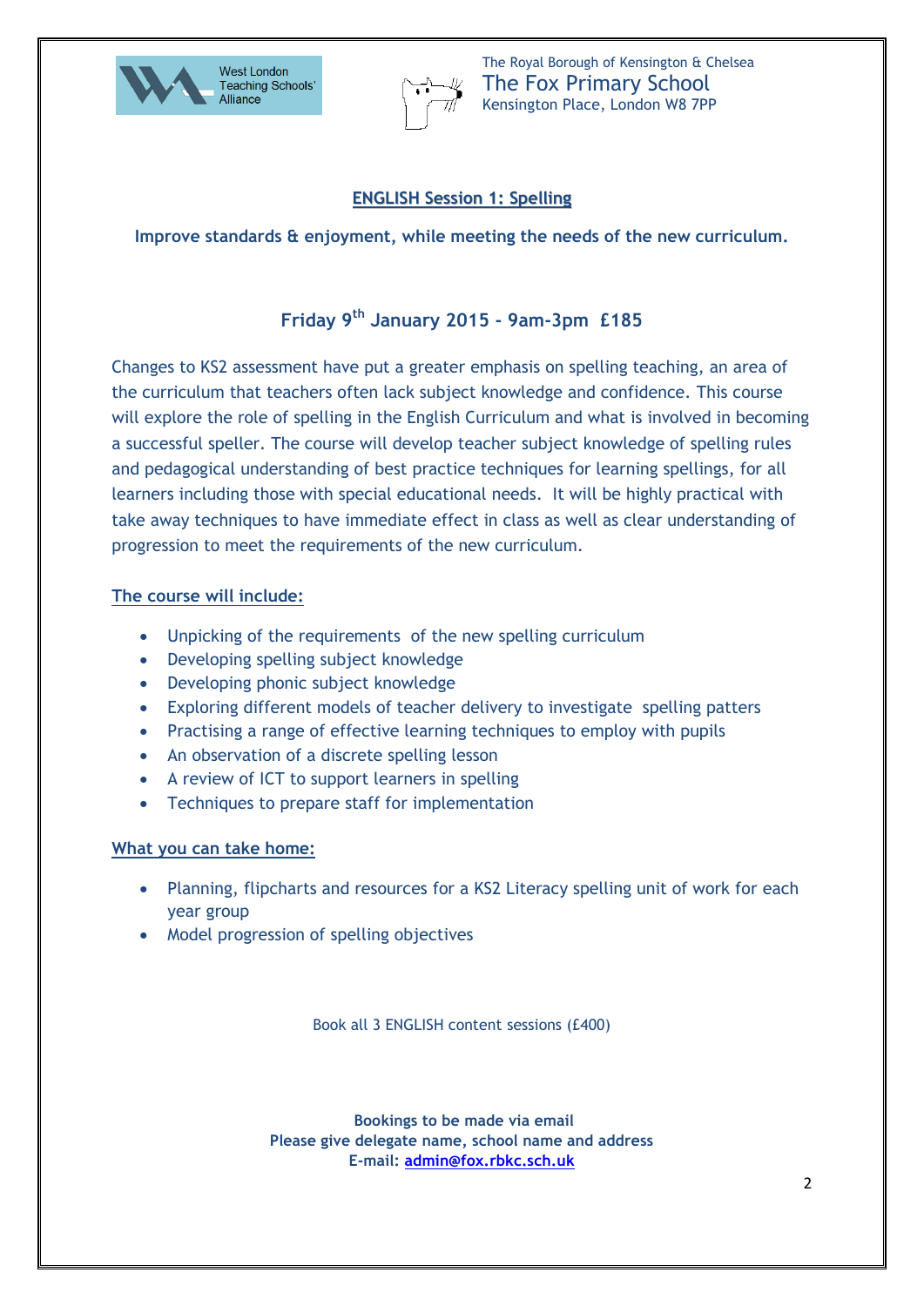West London Teaching Schools' Alliance

The Royal Borough of Kensington & Chelsea
The Fox Primary School
Kensington Place, London W8 7PP

## ENGLISH Session 1: Spelling

**Improve standards & enjoyment, while meeting the needs of the new curriculum.**

### Friday 9th January 2015 - 9am-3pm £185

Changes to KS2 assessment have put a greater emphasis on spelling teaching, an area of the curriculum that teachers often lack subject knowledge and confidence. This course will explore the role of spelling in the English Curriculum and what is involved in becoming a successful speller. The course will develop teacher subject knowledge of spelling rules and pedagogical understanding of best practice techniques for learning spellings, for all learners including those with special educational needs. It will be highly practical with take away techniques to have immediate effect in class as well as clear understanding of progression to meet the requirements of the new curriculum.

**The course will include:**

- Unpicking of the requirements of the new spelling curriculum
- Developing spelling subject knowledge
- Developing phonic subject knowledge
- Exploring different models of teacher delivery to investigate spelling patters
- Practising a range of effective learning techniques to employ with pupils
- An observation of a discrete spelling lesson
- A review of ICT to support learners in spelling
- Techniques to prepare staff for implementation

**What you can take home:**

- Planning, flipcharts and resources for a KS2 Literacy spelling unit of work for each year group
- Model progression of spelling objectives

Book all 3 ENGLISH content sessions (£400)

**Bookings to be made via email**
**Please give delegate name, school name and address**
**E-mail: admin@fox.rbkc.sch.uk**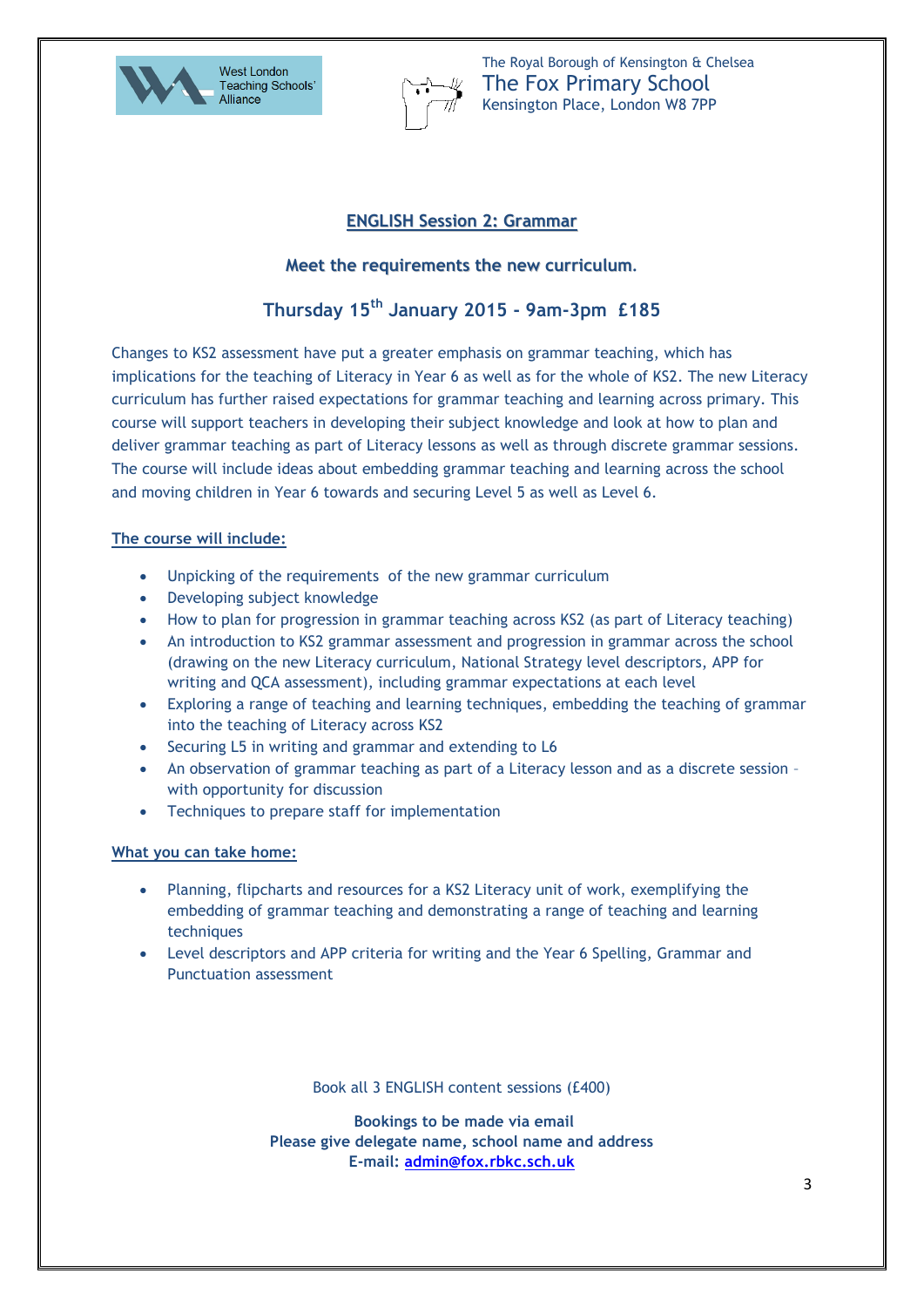West London Teaching Schools' Alliance

The Royal Borough of Kensington & Chelsea
The Fox Primary School
Kensington Place, London W8 7PP

## ENGLISH Session 2: Grammar

### Meet the requirements the new curriculum.

### Thursday 15th January 2015 - 9am-3pm £185

Changes to KS2 assessment have put a greater emphasis on grammar teaching, which has implications for the teaching of Literacy in Year 6 as well as for the whole of KS2. The new Literacy curriculum has further raised expectations for grammar teaching and learning across primary. This course will support teachers in developing their subject knowledge and look at how to plan and deliver grammar teaching as part of Literacy lessons as well as through discrete grammar sessions. The course will include ideas about embedding grammar teaching and learning across the school and moving children in Year 6 towards and securing Level 5 as well as Level 6.

**The course will include:**

- Unpicking of the requirements of the new grammar curriculum
- Developing subject knowledge
- How to plan for progression in grammar teaching across KS2 (as part of Literacy teaching)
- An introduction to KS2 grammar assessment and progression in grammar across the school (drawing on the new Literacy curriculum, National Strategy level descriptors, APP for writing and QCA assessment), including grammar expectations at each level
- Exploring a range of teaching and learning techniques, embedding the teaching of grammar into the teaching of Literacy across KS2
- Securing L5 in writing and grammar and extending to L6
- An observation of grammar teaching as part of a Literacy lesson and as a discrete session – with opportunity for discussion
- Techniques to prepare staff for implementation

**What you can take home:**

- Planning, flipcharts and resources for a KS2 Literacy unit of work, exemplifying the embedding of grammar teaching and demonstrating a range of teaching and learning techniques
- Level descriptors and APP criteria for writing and the Year 6 Spelling, Grammar and Punctuation assessment

Book all 3 ENGLISH content sessions (£400)

**Bookings to be made via email**
**Please give delegate name, school name and address**
**E-mail: admin@fox.rbkc.sch.uk**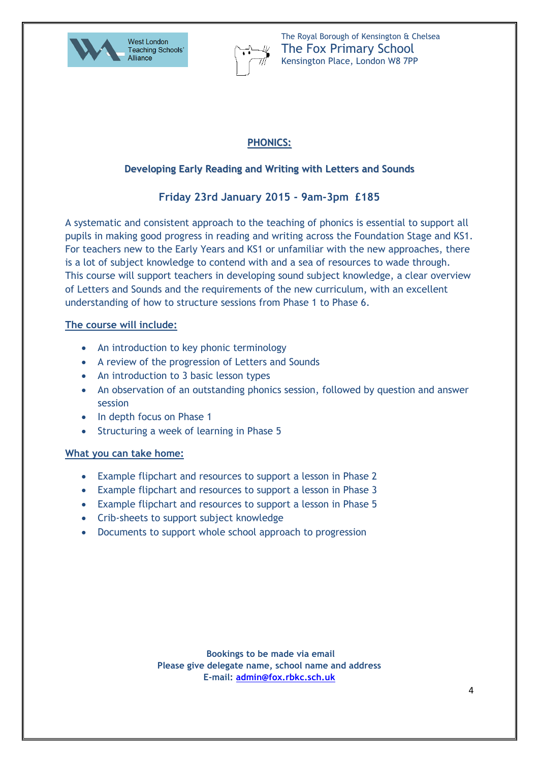West London Teaching Schools' Alliance

The Royal Borough of Kensington & Chelsea
The Fox Primary School
Kensington Place, London W8 7PP

# PHONICS:

## Developing Early Reading and Writing with Letters and Sounds

### Friday 23rd January 2015 - 9am-3pm £185

A systematic and consistent approach to the teaching of phonics is essential to support all pupils in making good progress in reading and writing across the Foundation Stage and KS1. For teachers new to the Early Years and KS1 or unfamiliar with the new approaches, there is a lot of subject knowledge to contend with and a sea of resources to wade through. This course will support teachers in developing sound subject knowledge, a clear overview of Letters and Sounds and the requirements of the new curriculum, with an excellent understanding of how to structure sessions from Phase 1 to Phase 6.

**The course will include:**

- An introduction to key phonic terminology
- A review of the progression of Letters and Sounds
- An introduction to 3 basic lesson types
- An observation of an outstanding phonics session, followed by question and answer session
- In depth focus on Phase 1
- Structuring a week of learning in Phase 5

**What you can take home:**

- Example flipchart and resources to support a lesson in Phase 2
- Example flipchart and resources to support a lesson in Phase 3
- Example flipchart and resources to support a lesson in Phase 5
- Crib-sheets to support subject knowledge
- Documents to support whole school approach to progression

**Bookings to be made via email**
**Please give delegate name, school name and address**
**E-mail: admin@fox.rbkc.sch.uk**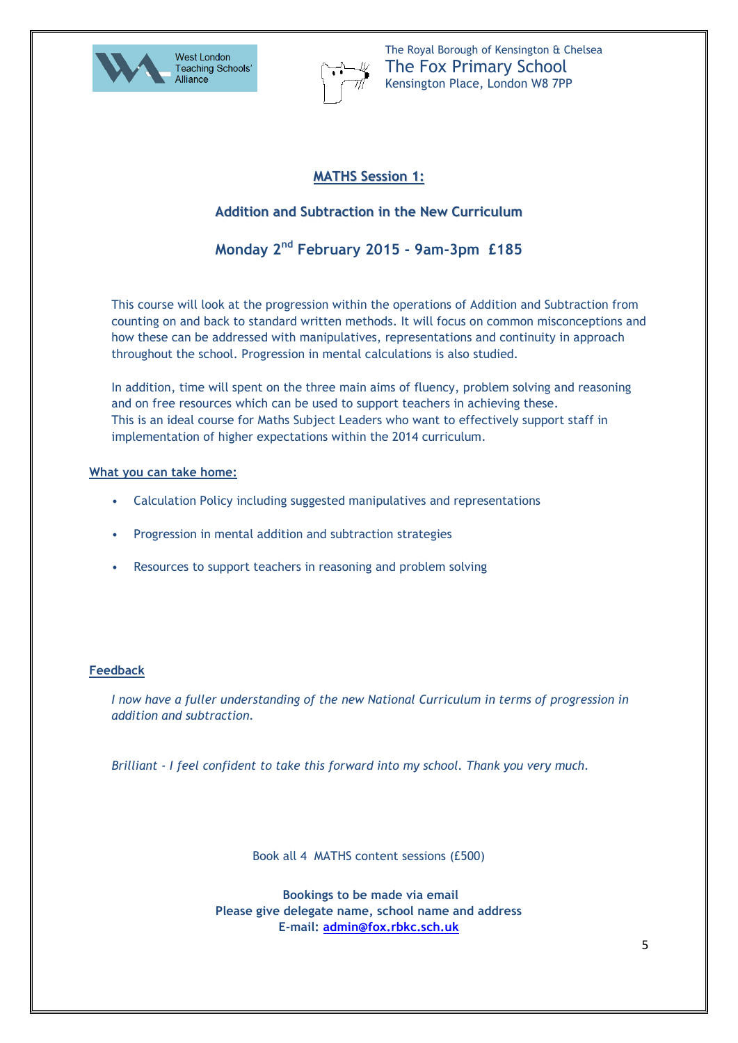West London Teaching Schools' Alliance

The Royal Borough of Kensington & Chelsea
The Fox Primary School
Kensington Place, London W8 7PP

## MATHS Session 1:

### Addition and Subtraction in the New Curriculum

### Monday 2nd February 2015 - 9am-3pm £185

This course will look at the progression within the operations of Addition and Subtraction from counting on and back to standard written methods. It will focus on common misconceptions and how these can be addressed with manipulatives, representations and continuity in approach throughout the school. Progression in mental calculations is also studied.

In addition, time will spent on the three main aims of fluency, problem solving and reasoning and on free resources which can be used to support teachers in achieving these.
This is an ideal course for Maths Subject Leaders who want to effectively support staff in implementation of higher expectations within the 2014 curriculum.

**What you can take home:**

- Calculation Policy including suggested manipulatives and representations
- Progression in mental addition and subtraction strategies
- Resources to support teachers in reasoning and problem solving

**Feedback**

*I now have a fuller understanding of the new National Curriculum in terms of progression in addition and subtraction.*

*Brilliant - I feel confident to take this forward into my school. Thank you very much.*

Book all 4 MATHS content sessions (£500)

**Bookings to be made via email**
**Please give delegate name, school name and address**
**E-mail: admin@fox.rbkc.sch.uk**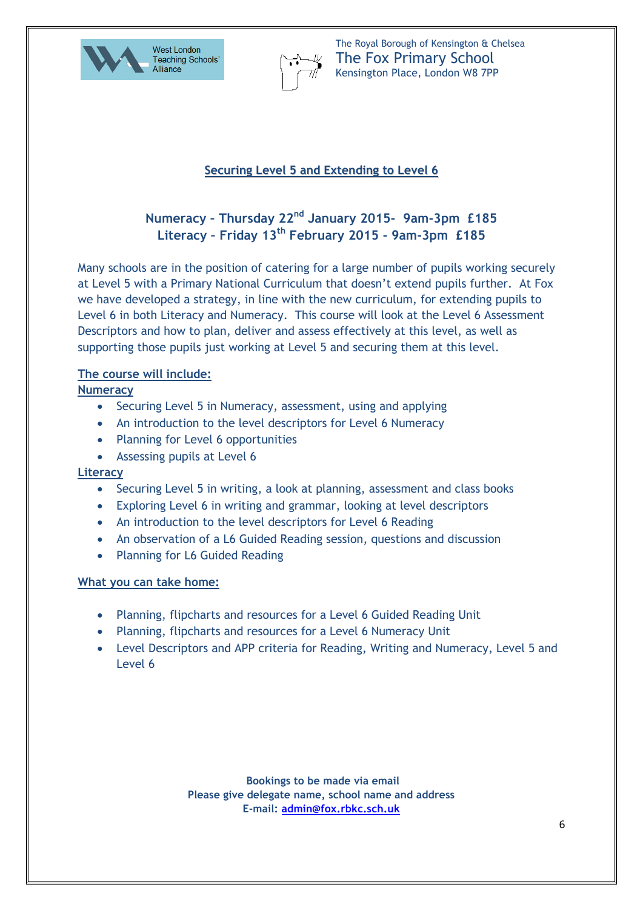West London Teaching Schools' Alliance

The Royal Borough of Kensington & Chelsea
The Fox Primary School
Kensington Place, London W8 7PP

## Securing Level 5 and Extending to Level 6

**Numeracy – Thursday 22nd January 2015- 9am-3pm £185**
**Literacy – Friday 13th February 2015 - 9am-3pm £185**

Many schools are in the position of catering for a large number of pupils working securely at Level 5 with a Primary National Curriculum that doesn't extend pupils further. At Fox we have developed a strategy, in line with the new curriculum, for extending pupils to Level 6 in both Literacy and Numeracy. This course will look at the Level 6 Assessment Descriptors and how to plan, deliver and assess effectively at this level, as well as supporting those pupils just working at Level 5 and securing them at this level.

### The course will include:

#### Numeracy

- Securing Level 5 in Numeracy, assessment, using and applying
- An introduction to the level descriptors for Level 6 Numeracy
- Planning for Level 6 opportunities
- Assessing pupils at Level 6

#### Literacy

- Securing Level 5 in writing, a look at planning, assessment and class books
- Exploring Level 6 in writing and grammar, looking at level descriptors
- An introduction to the level descriptors for Level 6 Reading
- An observation of a L6 Guided Reading session, questions and discussion
- Planning for L6 Guided Reading

### What you can take home:

- Planning, flipcharts and resources for a Level 6 Guided Reading Unit
- Planning, flipcharts and resources for a Level 6 Numeracy Unit
- Level Descriptors and APP criteria for Reading, Writing and Numeracy, Level 5 and Level 6

**Bookings to be made via email**
**Please give delegate name, school name and address**
**E-mail: admin@fox.rbkc.sch.uk**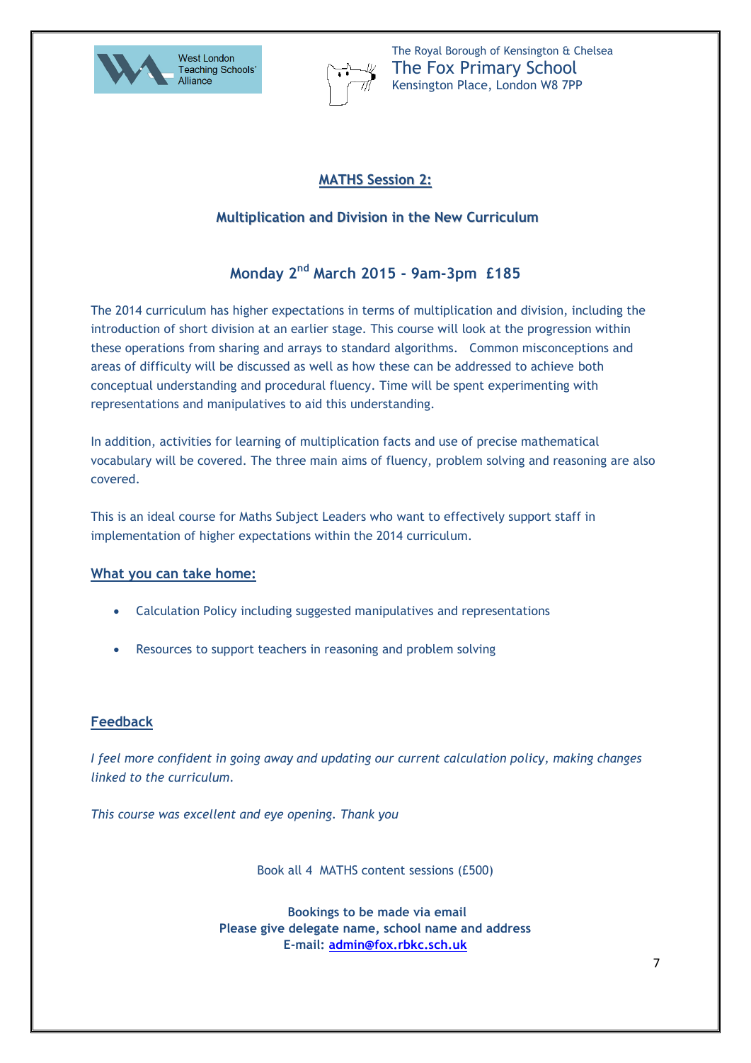West London Teaching Schools' Alliance

The Royal Borough of Kensington & Chelsea
The Fox Primary School
Kensington Place, London W8 7PP

## MATHS Session 2:

### Multiplication and Division in the New Curriculum

### Monday 2nd March 2015 - 9am-3pm £185

The 2014 curriculum has higher expectations in terms of multiplication and division, including the introduction of short division at an earlier stage. This course will look at the progression within these operations from sharing and arrays to standard algorithms. Common misconceptions and areas of difficulty will be discussed as well as how these can be addressed to achieve both conceptual understanding and procedural fluency. Time will be spent experimenting with representations and manipulatives to aid this understanding.

In addition, activities for learning of multiplication facts and use of precise mathematical vocabulary will be covered. The three main aims of fluency, problem solving and reasoning are also covered.

This is an ideal course for Maths Subject Leaders who want to effectively support staff in implementation of higher expectations within the 2014 curriculum.

**What you can take home:**

- Calculation Policy including suggested manipulatives and representations
- Resources to support teachers in reasoning and problem solving

**Feedback**

*I feel more confident in going away and updating our current calculation policy, making changes linked to the curriculum.*

*This course was excellent and eye opening. Thank you*

Book all 4 MATHS content sessions (£500)

**Bookings to be made via email**
**Please give delegate name, school name and address**
**E-mail: admin@fox.rbkc.sch.uk**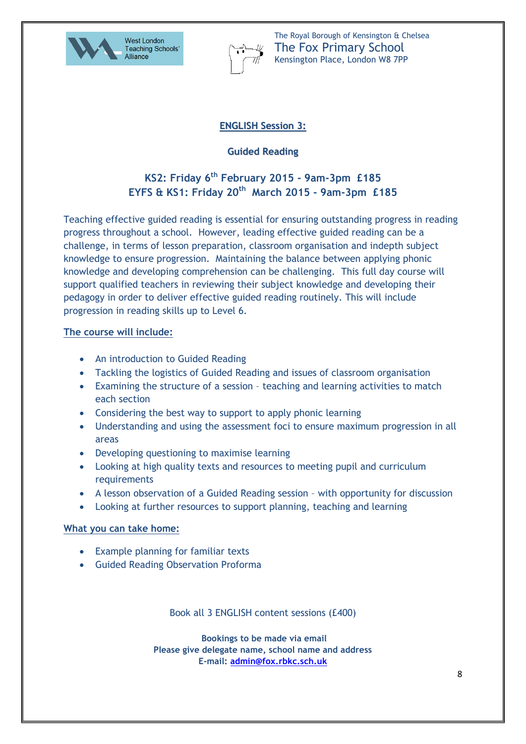West London Teaching Schools' Alliance

The Royal Borough of Kensington & Chelsea
The Fox Primary School
Kensington Place, London W8 7PP

## ENGLISH Session 3:

### Guided Reading

### KS2: Friday 6th February 2015 - 9am-3pm £185
### EYFS & KS1: Friday 20th March 2015 - 9am-3pm £185

Teaching effective guided reading is essential for ensuring outstanding progress in reading progress throughout a school. However, leading effective guided reading can be a challenge, in terms of lesson preparation, classroom organisation and indepth subject knowledge to ensure progression. Maintaining the balance between applying phonic knowledge and developing comprehension can be challenging. This full day course will support qualified teachers in reviewing their subject knowledge and developing their pedagogy in order to deliver effective guided reading routinely. This will include progression in reading skills up to Level 6.

**The course will include:**

- An introduction to Guided Reading
- Tackling the logistics of Guided Reading and issues of classroom organisation
- Examining the structure of a session – teaching and learning activities to match each section
- Considering the best way to support to apply phonic learning
- Understanding and using the assessment foci to ensure maximum progression in all areas
- Developing questioning to maximise learning
- Looking at high quality texts and resources to meeting pupil and curriculum requirements
- A lesson observation of a Guided Reading session – with opportunity for discussion
- Looking at further resources to support planning, teaching and learning

**What you can take home:**

- Example planning for familiar texts
- Guided Reading Observation Proforma

Book all 3 ENGLISH content sessions (£400)

**Bookings to be made via email**
**Please give delegate name, school name and address**
**E-mail: admin@fox.rbkc.sch.uk**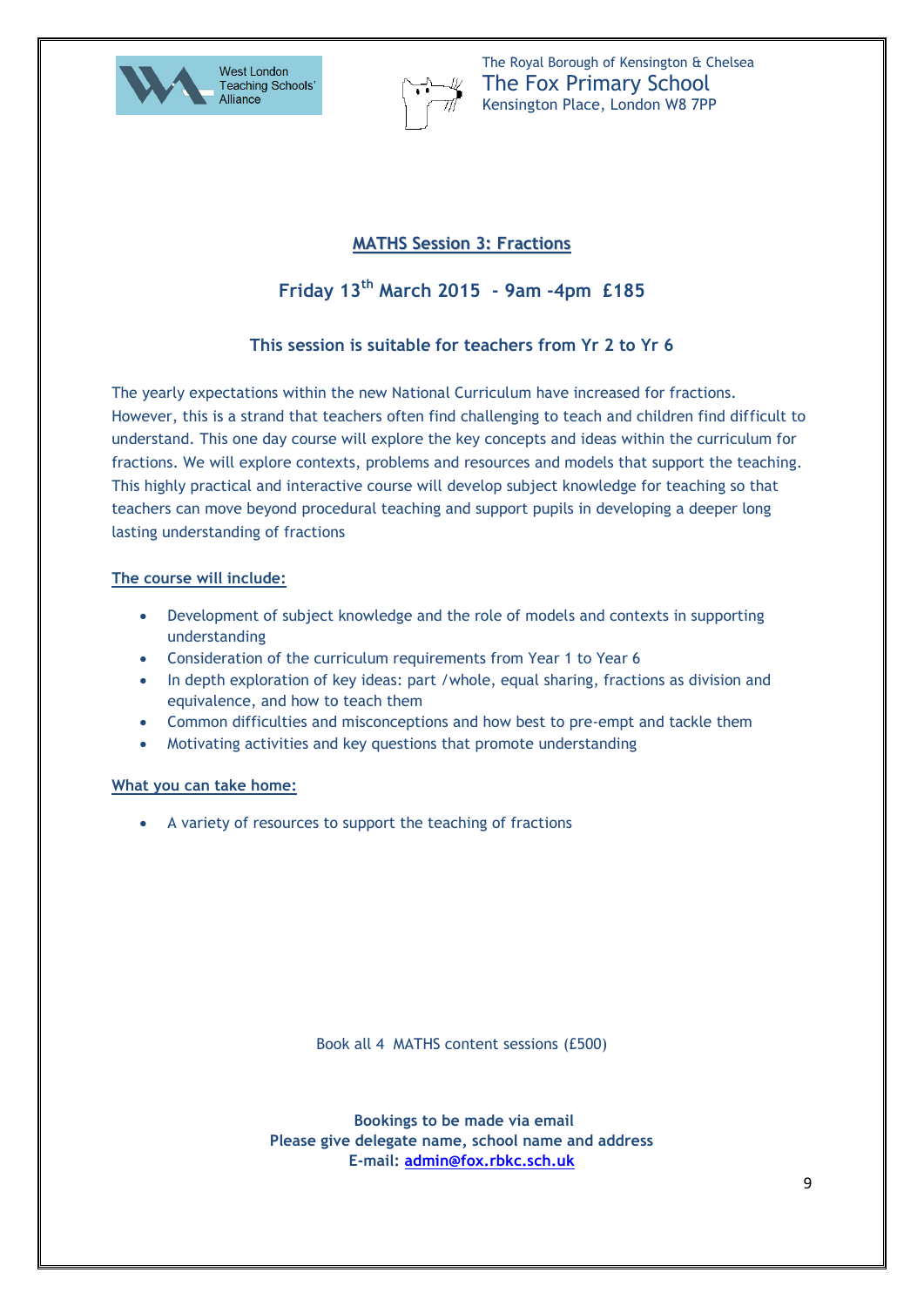West London Teaching Schools' Alliance

The Royal Borough of Kensington & Chelsea
The Fox Primary School
Kensington Place, London W8 7PP

## MATHS Session 3: Fractions

### Friday 13th March 2015 - 9am -4pm £185

### This session is suitable for teachers from Yr 2 to Yr 6

The yearly expectations within the new National Curriculum have increased for fractions. However, this is a strand that teachers often find challenging to teach and children find difficult to understand. This one day course will explore the key concepts and ideas within the curriculum for fractions. We will explore contexts, problems and resources and models that support the teaching. This highly practical and interactive course will develop subject knowledge for teaching so that teachers can move beyond procedural teaching and support pupils in developing a deeper long lasting understanding of fractions

**The course will include:**

- Development of subject knowledge and the role of models and contexts in supporting understanding
- Consideration of the curriculum requirements from Year 1 to Year 6
- In depth exploration of key ideas: part /whole, equal sharing, fractions as division and equivalence, and how to teach them
- Common difficulties and misconceptions and how best to pre-empt and tackle them
- Motivating activities and key questions that promote understanding

**What you can take home:**

- A variety of resources to support the teaching of fractions

Book all 4 MATHS content sessions (£500)

**Bookings to be made via email**
**Please give delegate name, school name and address**
**E-mail: admin@fox.rbkc.sch.uk**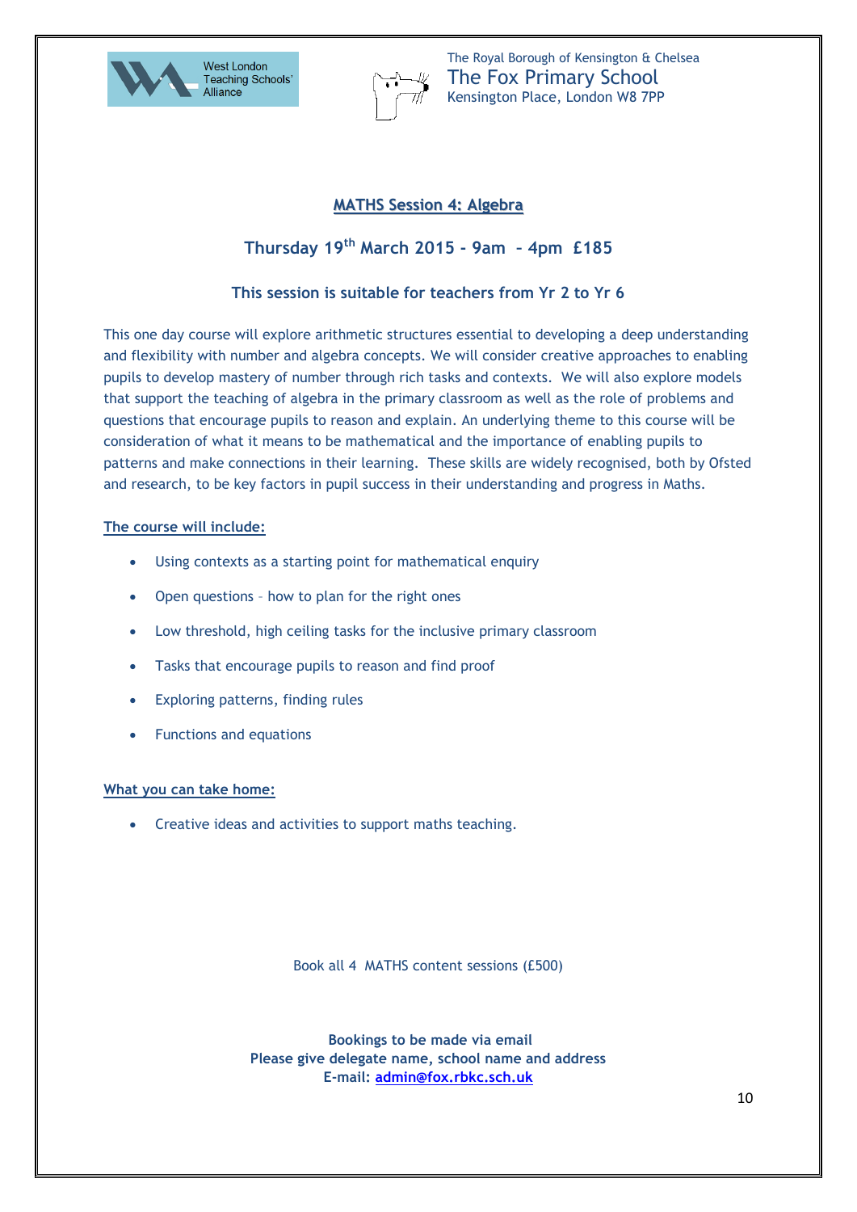West London Teaching Schools' Alliance

The Royal Borough of Kensington & Chelsea
The Fox Primary School
Kensington Place, London W8 7PP

## MATHS Session 4: Algebra

### Thursday 19th March 2015 - 9am – 4pm £185

### This session is suitable for teachers from Yr 2 to Yr 6

This one day course will explore arithmetic structures essential to developing a deep understanding and flexibility with number and algebra concepts. We will consider creative approaches to enabling pupils to develop mastery of number through rich tasks and contexts. We will also explore models that support the teaching of algebra in the primary classroom as well as the role of problems and questions that encourage pupils to reason and explain. An underlying theme to this course will be consideration of what it means to be mathematical and the importance of enabling pupils to patterns and make connections in their learning. These skills are widely recognised, both by Ofsted and research, to be key factors in pupil success in their understanding and progress in Maths.

**The course will include:**

- Using contexts as a starting point for mathematical enquiry
- Open questions – how to plan for the right ones
- Low threshold, high ceiling tasks for the inclusive primary classroom
- Tasks that encourage pupils to reason and find proof
- Exploring patterns, finding rules
- Functions and equations

**What you can take home:**

- Creative ideas and activities to support maths teaching.

Book all 4 MATHS content sessions (£500)

**Bookings to be made via email**
**Please give delegate name, school name and address**
**E-mail: admin@fox.rbkc.sch.uk**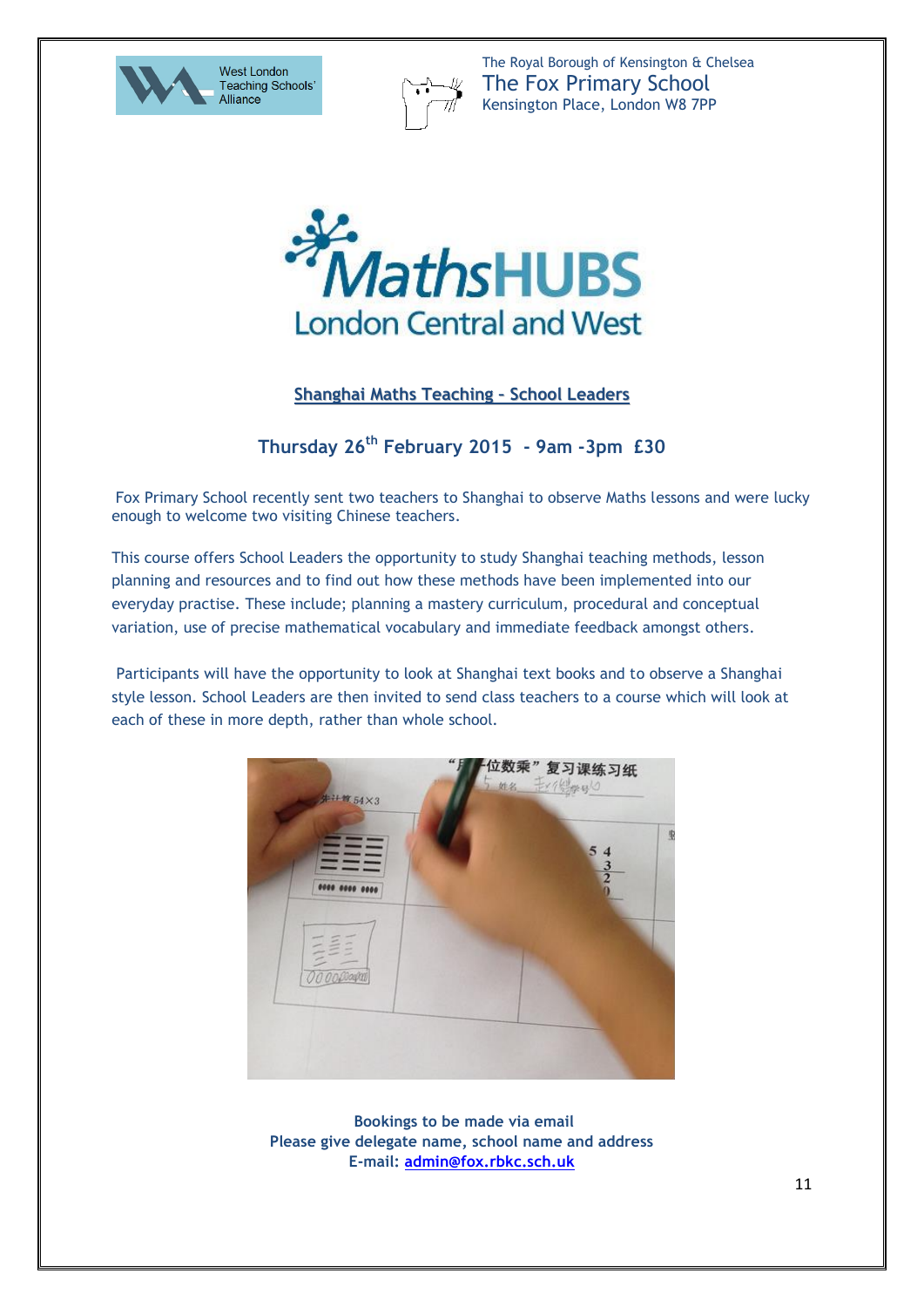West London Teaching Schools' Alliance

The Royal Borough of Kensington & Chelsea
The Fox Primary School
Kensington Place, London W8 7PP

MathsHUBS
London Central and West

## Shanghai Maths Teaching – School Leaders

### Thursday 26th February 2015 - 9am -3pm £30

Fox Primary School recently sent two teachers to Shanghai to observe Maths lessons and were lucky enough to welcome two visiting Chinese teachers.

This course offers School Leaders the opportunity to study Shanghai teaching methods, lesson planning and resources and to find out how these methods have been implemented into our everyday practise. These include; planning a mastery curriculum, procedural and conceptual variation, use of precise mathematical vocabulary and immediate feedback amongst others.

Participants will have the opportunity to look at Shanghai text books and to observe a Shanghai style lesson. School Leaders are then invited to send class teachers to a course which will look at each of these in more depth, rather than whole school.

**Bookings to be made via email**
**Please give delegate name, school name and address**
**E-mail: admin@fox.rbkc.sch.uk**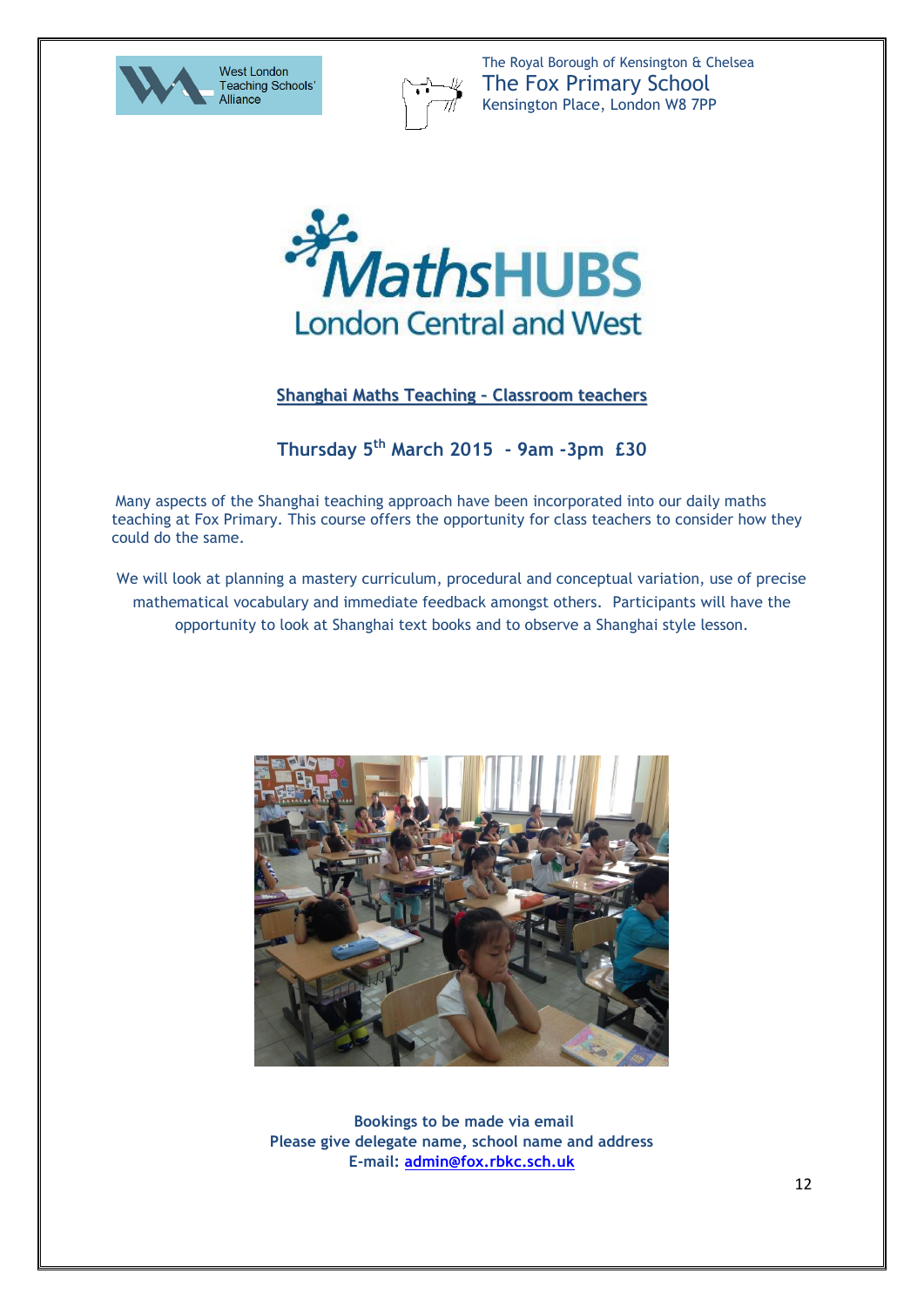West London Teaching Schools' Alliance

The Royal Borough of Kensington & Chelsea
The Fox Primary School
Kensington Place, London W8 7PP

MathsHUBS
London Central and West

## Shanghai Maths Teaching – Classroom teachers

### Thursday 5th March 2015 - 9am -3pm £30

Many aspects of the Shanghai teaching approach have been incorporated into our daily maths teaching at Fox Primary. This course offers the opportunity for class teachers to consider how they could do the same.

We will look at planning a mastery curriculum, procedural and conceptual variation, use of precise mathematical vocabulary and immediate feedback amongst others. Participants will have the opportunity to look at Shanghai text books and to observe a Shanghai style lesson.

**Bookings to be made via email**
**Please give delegate name, school name and address**
**E-mail: admin@fox.rbkc.sch.uk**